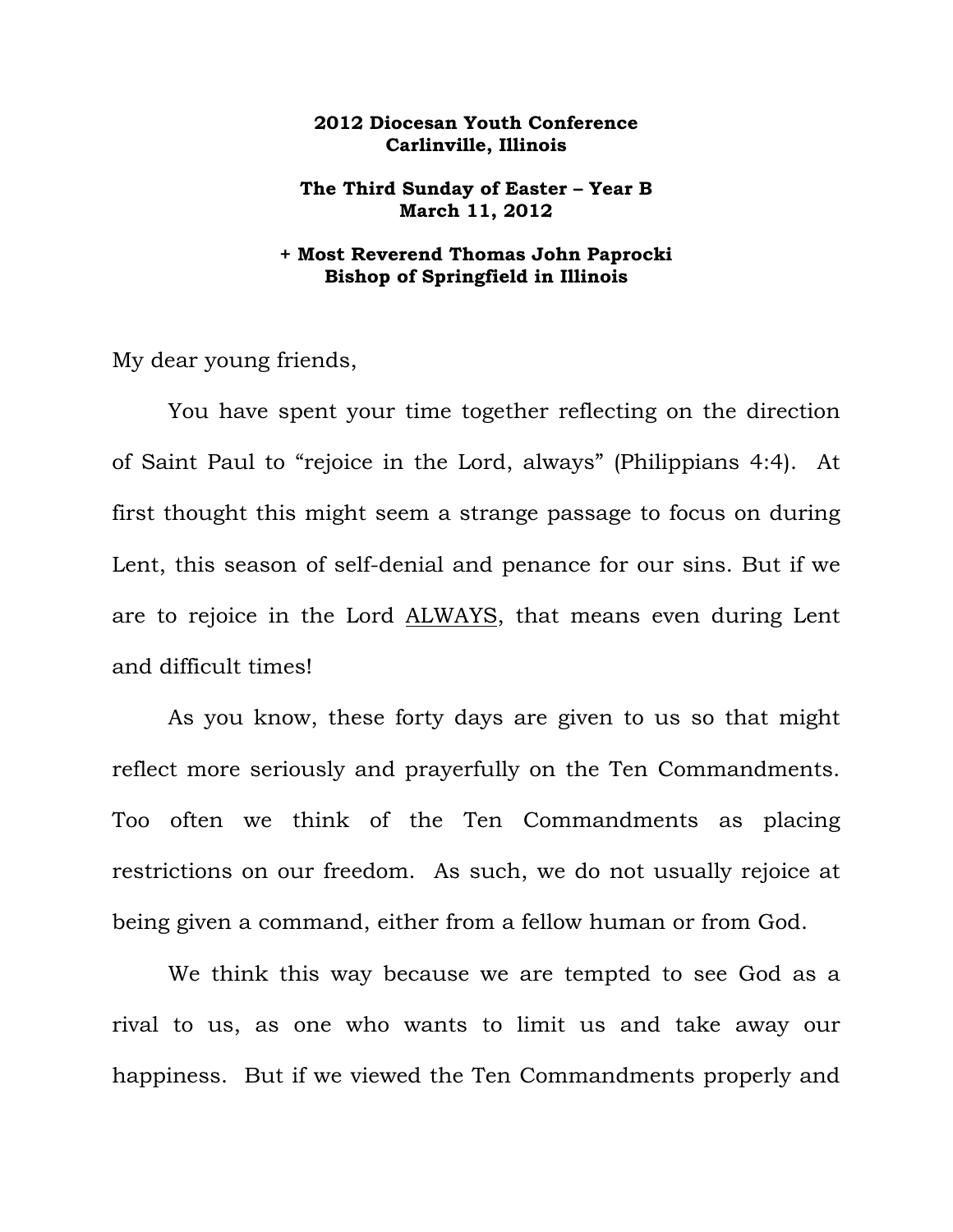**2012 Diocesan Youth Conference**
**Carlinville, Illinois**

**The Third Sunday of Easter – Year B**
**March 11, 2012**

**+ Most Reverend Thomas John Paprocki**
**Bishop of Springfield in Illinois**

My dear young friends,

You have spent your time together reflecting on the direction of Saint Paul to "rejoice in the Lord, always" (Philippians 4:4). At first thought this might seem a strange passage to focus on during Lent, this season of self-denial and penance for our sins. But if we are to rejoice in the Lord <u>ALWAYS</u>, that means even during Lent and difficult times!

As you know, these forty days are given to us so that might reflect more seriously and prayerfully on the Ten Commandments. Too often we think of the Ten Commandments as placing restrictions on our freedom. As such, we do not usually rejoice at being given a command, either from a fellow human or from God.

We think this way because we are tempted to see God as a rival to us, as one who wants to limit us and take away our happiness. But if we viewed the Ten Commandments properly and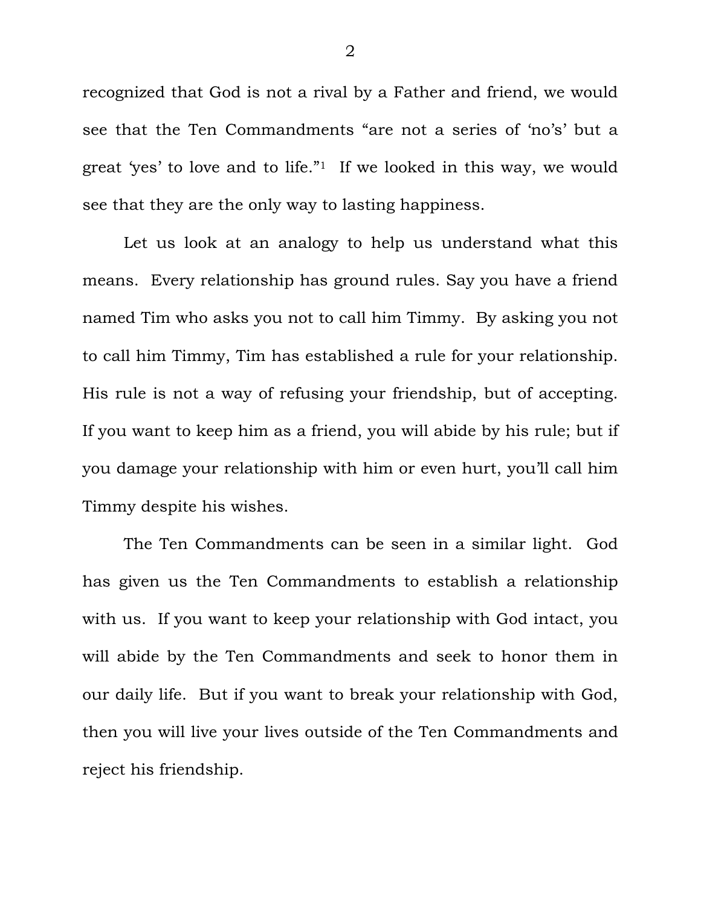recognized that God is not a rival by a Father and friend, we would see that the Ten Commandments "are not a series of 'no's' but a great 'yes' to love and to life."[1] If we looked in this way, we would see that they are the only way to lasting happiness.

Let us look at an analogy to help us understand what this means. Every relationship has ground rules. Say you have a friend named Tim who asks you not to call him Timmy. By asking you not to call him Timmy, Tim has established a rule for your relationship. His rule is not a way of refusing your friendship, but of accepting. If you want to keep him as a friend, you will abide by his rule; but if you damage your relationship with him or even hurt, you'll call him Timmy despite his wishes.

The Ten Commandments can be seen in a similar light. God has given us the Ten Commandments to establish a relationship with us. If you want to keep your relationship with God intact, you will abide by the Ten Commandments and seek to honor them in our daily life. But if you want to break your relationship with God, then you will live your lives outside of the Ten Commandments and reject his friendship.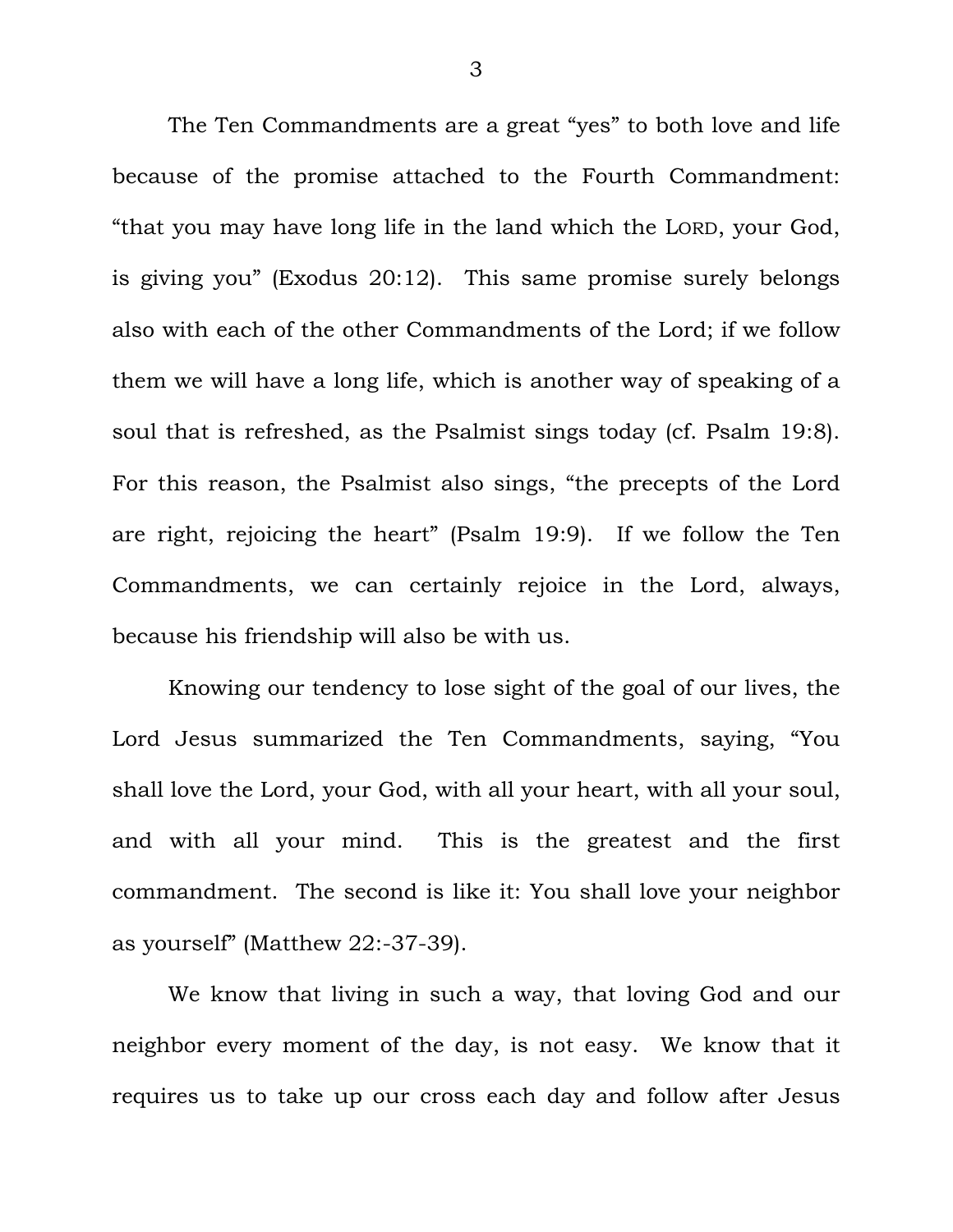The Ten Commandments are a great "yes" to both love and life because of the promise attached to the Fourth Commandment: "that you may have long life in the land which the LORD, your God, is giving you" (Exodus 20:12). This same promise surely belongs also with each of the other Commandments of the Lord; if we follow them we will have a long life, which is another way of speaking of a soul that is refreshed, as the Psalmist sings today (cf. Psalm 19:8). For this reason, the Psalmist also sings, "the precepts of the Lord are right, rejoicing the heart" (Psalm 19:9). If we follow the Ten Commandments, we can certainly rejoice in the Lord, always, because his friendship will also be with us.

Knowing our tendency to lose sight of the goal of our lives, the Lord Jesus summarized the Ten Commandments, saying, "You shall love the Lord, your God, with all your heart, with all your soul, and with all your mind. This is the greatest and the first commandment. The second is like it: You shall love your neighbor as yourself" (Matthew 22:-37-39).

We know that living in such a way, that loving God and our neighbor every moment of the day, is not easy. We know that it requires us to take up our cross each day and follow after Jesus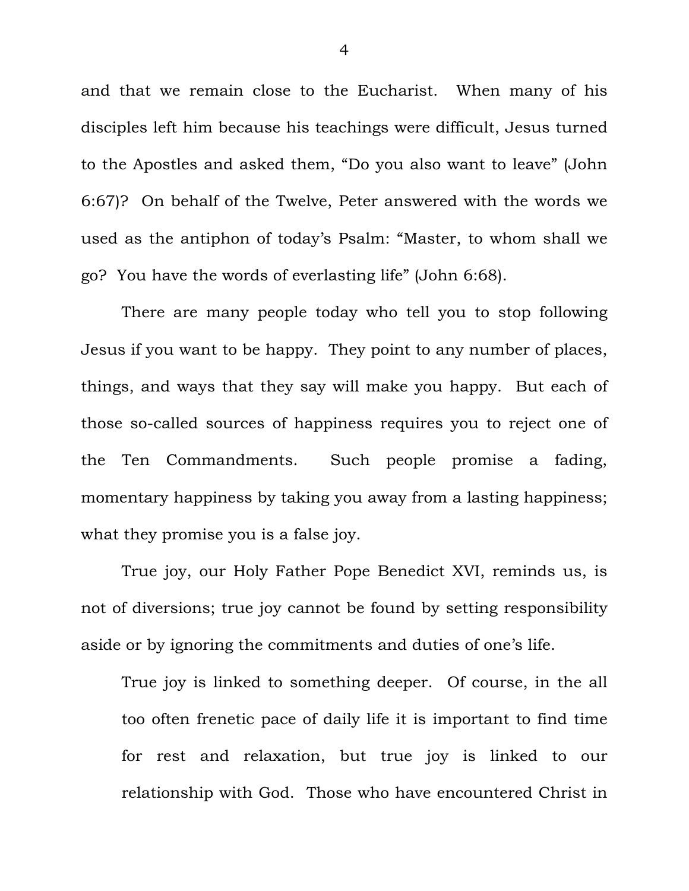and that we remain close to the Eucharist. When many of his disciples left him because his teachings were difficult, Jesus turned to the Apostles and asked them, "Do you also want to leave" (John 6:67)? On behalf of the Twelve, Peter answered with the words we used as the antiphon of today's Psalm: "Master, to whom shall we go? You have the words of everlasting life" (John 6:68).

There are many people today who tell you to stop following Jesus if you want to be happy. They point to any number of places, things, and ways that they say will make you happy. But each of those so-called sources of happiness requires you to reject one of the Ten Commandments. Such people promise a fading, momentary happiness by taking you away from a lasting happiness; what they promise you is a false joy.

True joy, our Holy Father Pope Benedict XVI, reminds us, is not of diversions; true joy cannot be found by setting responsibility aside or by ignoring the commitments and duties of one's life.

> True joy is linked to something deeper. Of course, in the all too often frenetic pace of daily life it is important to find time for rest and relaxation, but true joy is linked to our relationship with God. Those who have encountered Christ in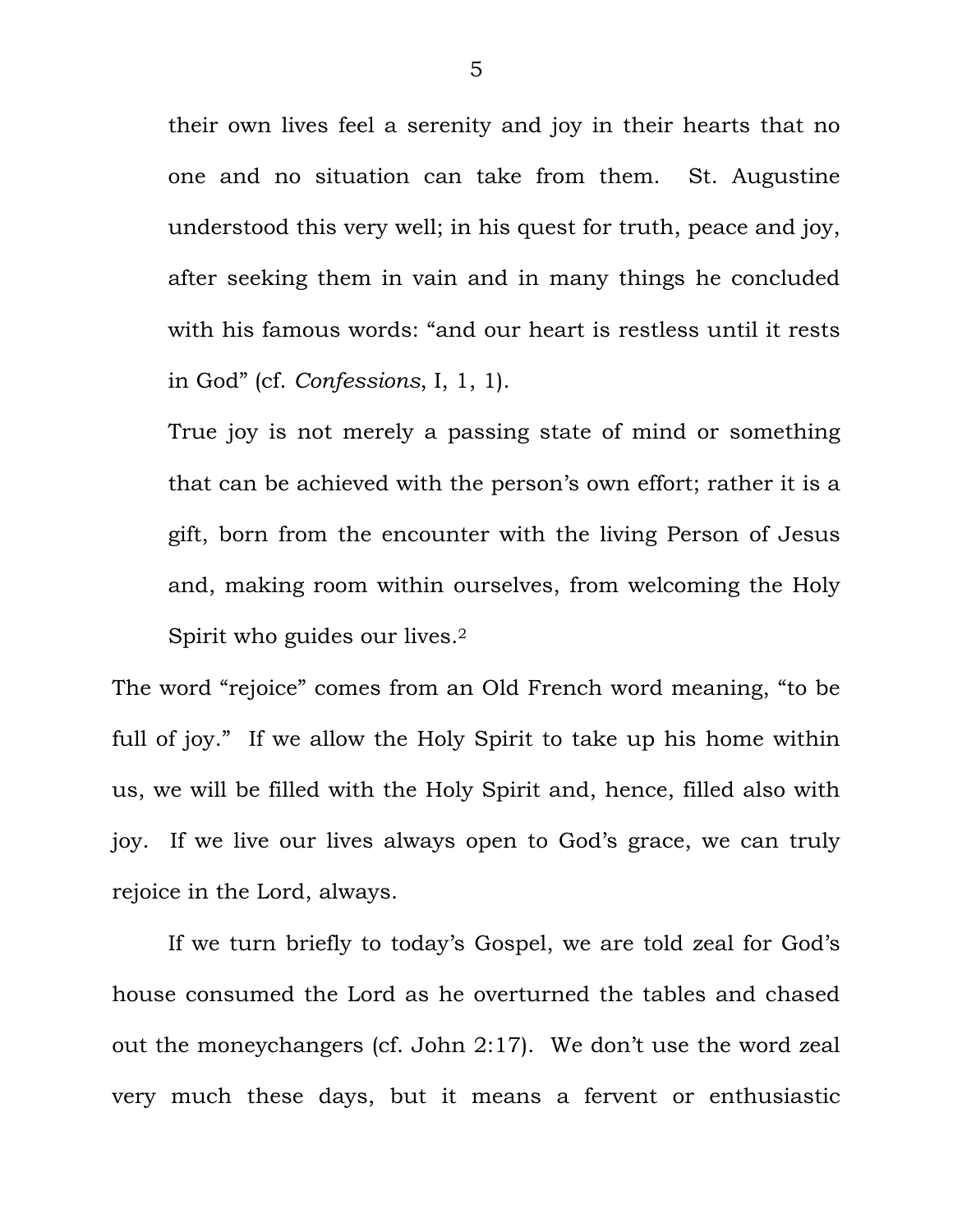their own lives feel a serenity and joy in their hearts that no one and no situation can take from them. St. Augustine understood this very well; in his quest for truth, peace and joy, after seeking them in vain and in many things he concluded with his famous words: "and our heart is restless until it rests in God" (cf. *Confessions*, I, 1, 1).

> True joy is not merely a passing state of mind or something that can be achieved with the person's own effort; rather it is a gift, born from the encounter with the living Person of Jesus and, making room within ourselves, from welcoming the Holy Spirit who guides our lives.[2]

The word "rejoice" comes from an Old French word meaning, "to be full of joy." If we allow the Holy Spirit to take up his home within us, we will be filled with the Holy Spirit and, hence, filled also with joy. If we live our lives always open to God's grace, we can truly rejoice in the Lord, always.

If we turn briefly to today's Gospel, we are told zeal for God's house consumed the Lord as he overturned the tables and chased out the moneychangers (cf. John 2:17). We don't use the word zeal very much these days, but it means a fervent or enthusiastic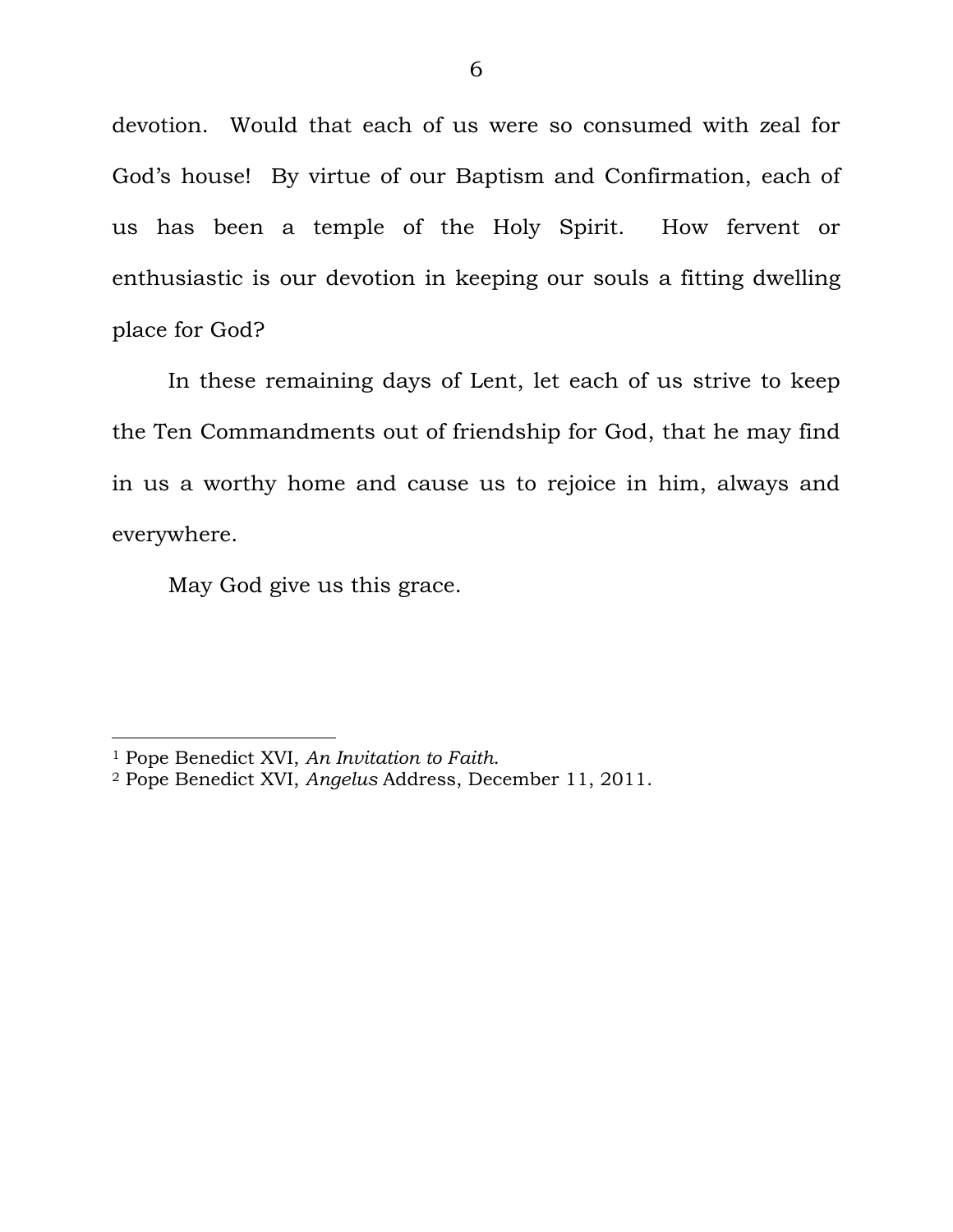devotion. Would that each of us were so consumed with zeal for God's house! By virtue of our Baptism and Confirmation, each of us has been a temple of the Holy Spirit. How fervent or enthusiastic is our devotion in keeping our souls a fitting dwelling place for God?

In these remaining days of Lent, let each of us strive to keep the Ten Commandments out of friendship for God, that he may find in us a worthy home and cause us to rejoice in him, always and everywhere.

May God give us this grace.

---

[1] Pope Benedict XVI, *An Invitation to Faith*.
[2] Pope Benedict XVI, *Angelus* Address, December 11, 2011.